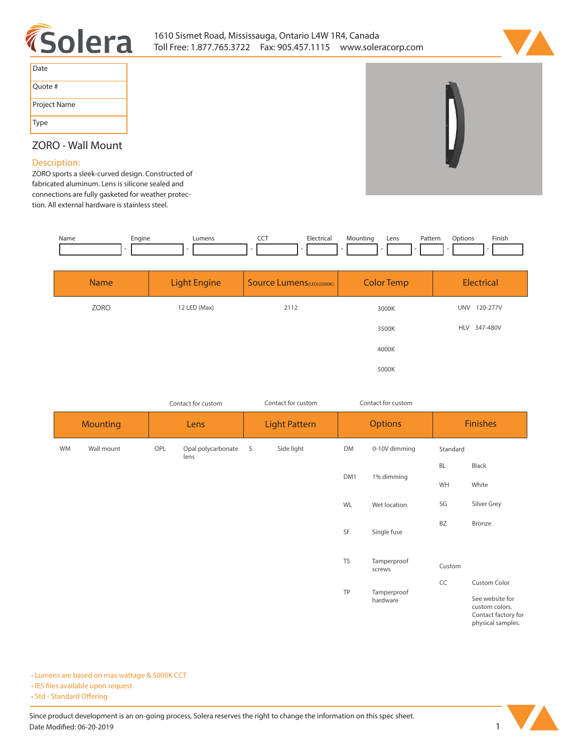1610 Sismet Road, Mississauga, Ontario L4W 1R4, Canada
Toll Free: 1.877.765.3722 Fax: 905.457.1115 www.soleracorp.com

| Date |
|---|
| Quote # |
| Project Name |
| Type |

# ZORO - Wall Mount

## Description:

ZORO sports a sleek-curved design. Constructed of fabricated aluminum. Lens is silicone sealed and connections are fully gasketed for weather protection. All external hardware is stainless steel.

| Name | Engine | Lumens | CCT | Electrical | Mounting | Lens | Pattern | Options | Finish |
|---|---|---|---|---|---|---|---|---|---|
| | | | | | | | | | |

| Name | Light Engine | Source Lumens (LED)(5000K) | Color Temp | Electrical |
|---|---|---|---|---|
| ZORO | 12 LED (Max) | 2112 | 3000K | UNV 120-277V |
| | | | 3500K | HLV 347-480V |
| | | | 4000K | |
| | | | 5000K | |

| Mounting | | Lens (Contact for custom) | | Light Pattern (Contact for custom) | | Options (Contact for custom) | | Finishes | |
|---|---|---|---|---|---|---|---|---|---|
| WM | Wall mount | OPL | Opal polycarbonate lens | S | Side light | DM | 0-10V dimming | Standard | |
| | | | | | | | | BL | Black |
| | | | | | | DM1 | 1% dimming | WH | White |
| | | | | | | WL | Wet location | SG | Silver Grey |
| | | | | | | | | BZ | Bronze |
| | | | | | | SF | Single fuse | | |
| | | | | | | TS | Tamperproof screws | Custom | |
| | | | | | | | | CC | Custom Color |
| | | | | | | TP | Tamperproof hardware | | See website for custom colors. Contact factory for physical samples. |

- Lumens are based on max wattage & 5000K CCT
- IES files available upon request
- Std - Standard Offering

Since product development is an on-going process, Solera reserves the right to change the information on this spec sheet.
Date Modified: 06-20-2019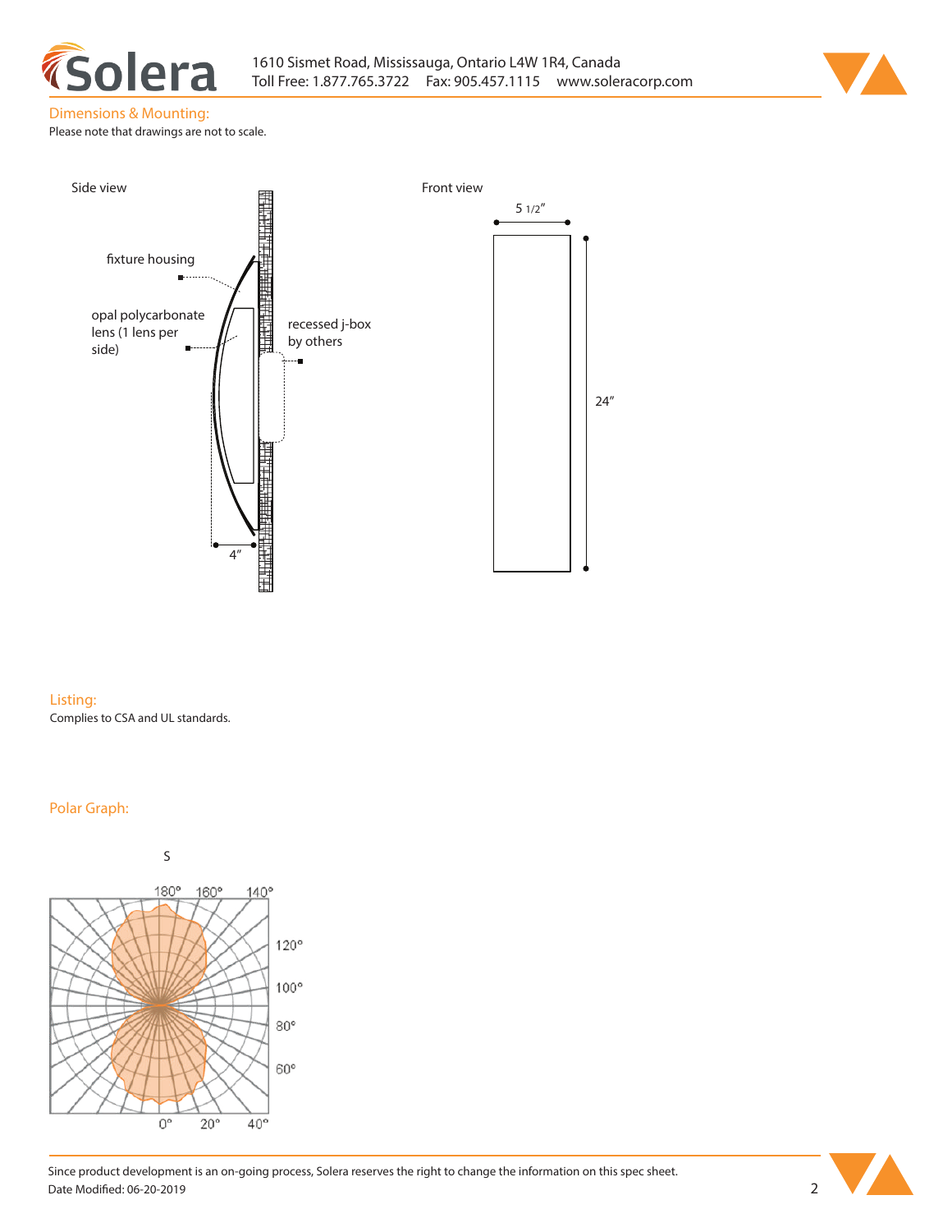## Dimensions & Mounting:

Please note that drawings are not to scale.

Side view

fixture housing

opal polycarbonate lens (1 lens per side)

recessed j-box by others

4″

Front view

5 1/2″

24″

## Listing:

Complies to CSA and UL standards.

## Polar Graph:

S

180° 160° 140°

120°

100°

80°

60°

0° 20° 40°

Since product development is an on-going process, Solera reserves the right to change the information on this spec sheet.
Date Modified: 06-20-2019